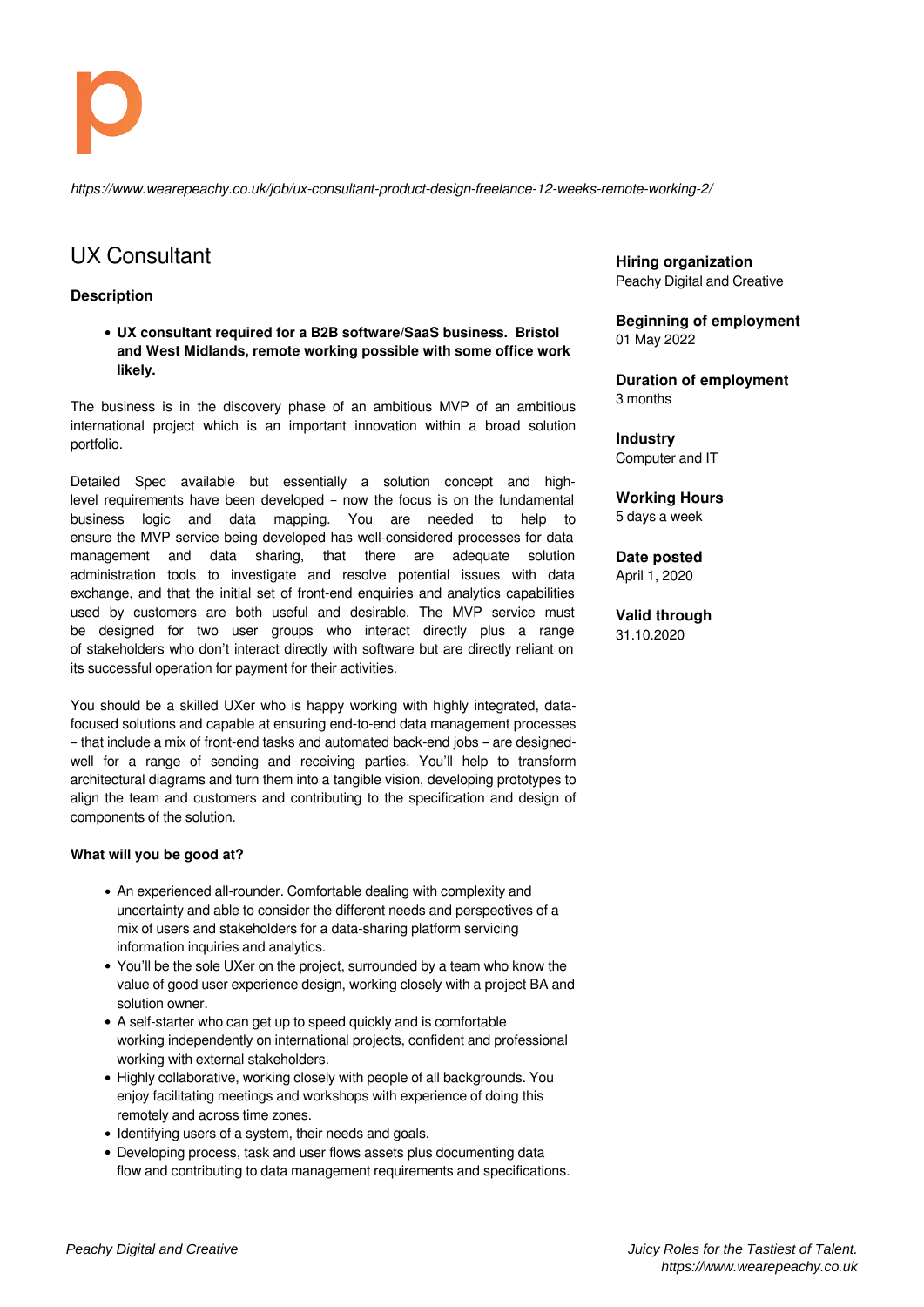*https://www.wearepeachy.co.uk/job/ux-consultant-product-design-freelance-12-weeks-remote-working-2/*

# UX Consultant

### Description

- **UX consultant required for a B2B software/SaaS business. Bristol and West Midlands, remote working possible with some office work likely.**

The business is in the discovery phase of an ambitious MVP of an ambitious international project which is an important innovation within a broad solution portfolio.

Detailed Spec available but essentially a solution concept and high-level requirements have been developed – now the focus is on the fundamental business logic and data mapping. You are needed to help to ensure the MVP service being developed has well-considered processes for data management and data sharing, that there are adequate solution administration tools to investigate and resolve potential issues with data exchange, and that the initial set of front-end enquiries and analytics capabilities used by customers are both useful and desirable. The MVP service must be designed for two user groups who interact directly plus a range of stakeholders who don't interact directly with software but are directly reliant on its successful operation for payment for their activities.

You should be a skilled UXer who is happy working with highly integrated, data-focused solutions and capable at ensuring end-to-end data management processes – that include a mix of front-end tasks and automated back-end jobs – are designed-well for a range of sending and receiving parties. You'll help to transform architectural diagrams and turn them into a tangible vision, developing prototypes to align the team and customers and contributing to the specification and design of components of the solution.

**What will you be good at?**

- An experienced all-rounder. Comfortable dealing with complexity and uncertainty and able to consider the different needs and perspectives of a mix of users and stakeholders for a data-sharing platform servicing information inquiries and analytics.
- You'll be the sole UXer on the project, surrounded by a team who know the value of good user experience design, working closely with a project BA and solution owner.
- A self-starter who can get up to speed quickly and is comfortable working independently on international projects, confident and professional working with external stakeholders.
- Highly collaborative, working closely with people of all backgrounds. You enjoy facilitating meetings and workshops with experience of doing this remotely and across time zones.
- Identifying users of a system, their needs and goals.
- Developing process, task and user flows assets plus documenting data flow and contributing to data management requirements and specifications.

**Hiring organization**
Peachy Digital and Creative

**Beginning of employment**
01 May 2022

**Duration of employment**
3 months

**Industry**
Computer and IT

**Working Hours**
5 days a week

**Date posted**
April 1, 2020

**Valid through**
31.10.2020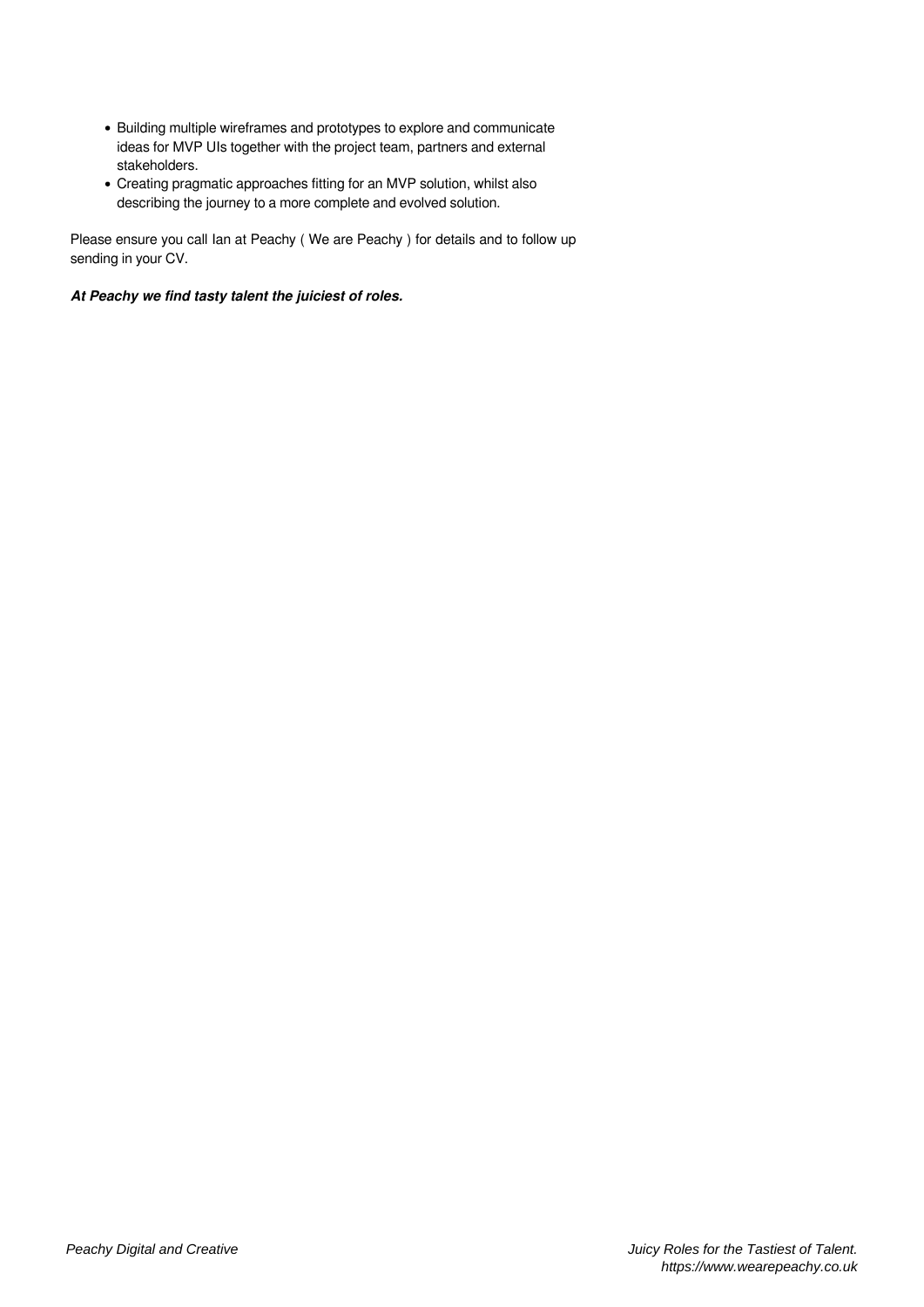- Building multiple wireframes and prototypes to explore and communicate ideas for MVP UIs together with the project team, partners and external stakeholders.
- Creating pragmatic approaches fitting for an MVP solution, whilst also describing the journey to a more complete and evolved solution.

Please ensure you call Ian at Peachy ( We are Peachy ) for details and to follow up sending in your CV.

***At Peachy we find tasty talent the juiciest of roles.***